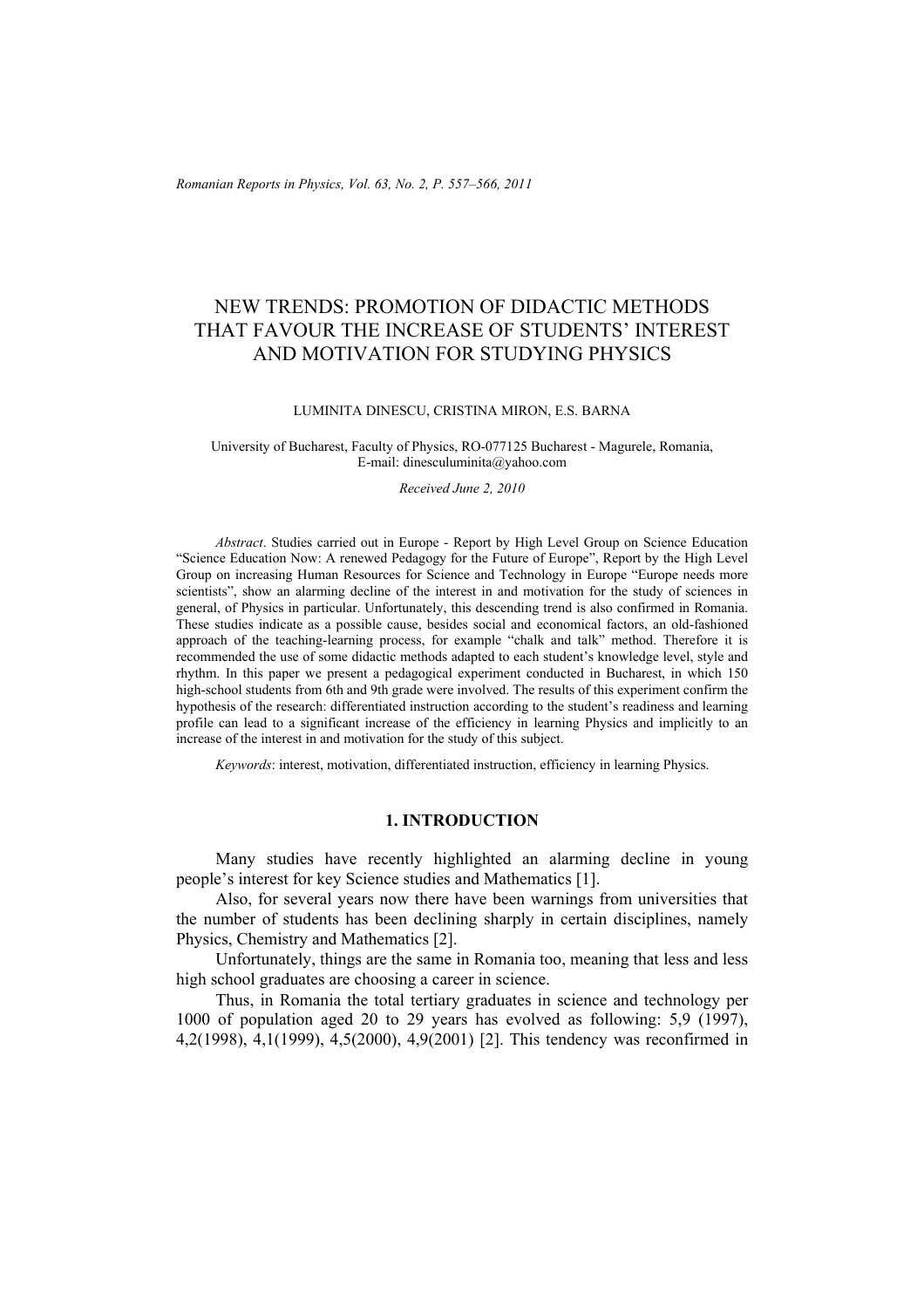# NEW TRENDS: PROMOTION OF DIDACTIC METHODS THAT FAVOUR THE INCREASE OF STUDENTS' INTEREST AND MOTIVATION FOR STUDYING PHYSICS

LUMINITA DINESCU, CRISTINA MIRON, E.S. BARNA

University of Bucharest, Faculty of Physics, RO-077125 Bucharest - Magurele, Romania,
E-mail: dinesculuminita@yahoo.com

*Received June 2, 2010*

*Abstract*. Studies carried out in Europe - Report by High Level Group on Science Education "Science Education Now: A renewed Pedagogy for the Future of Europe", Report by the High Level Group on increasing Human Resources for Science and Technology in Europe "Europe needs more scientists", show an alarming decline of the interest in and motivation for the study of sciences in general, of Physics in particular. Unfortunately, this descending trend is also confirmed in Romania. These studies indicate as a possible cause, besides social and economical factors, an old-fashioned approach of the teaching-learning process, for example "chalk and talk" method. Therefore it is recommended the use of some didactic methods adapted to each student's knowledge level, style and rhythm. In this paper we present a pedagogical experiment conducted in Bucharest, in which 150 high-school students from 6th and 9th grade were involved. The results of this experiment confirm the hypothesis of the research: differentiated instruction according to the student's readiness and learning profile can lead to a significant increase of the efficiency in learning Physics and implicitly to an increase of the interest in and motivation for the study of this subject.

*Keywords*: interest, motivation, differentiated instruction, efficiency in learning Physics.

## 1. INTRODUCTION

Many studies have recently highlighted an alarming decline in young people's interest for key Science studies and Mathematics [1].

Also, for several years now there have been warnings from universities that the number of students has been declining sharply in certain disciplines, namely Physics, Chemistry and Mathematics [2].

Unfortunately, things are the same in Romania too, meaning that less and less high school graduates are choosing a career in science.

Thus, in Romania the total tertiary graduates in science and technology per 1000 of population aged 20 to 29 years has evolved as following: 5,9 (1997), 4,2(1998), 4,1(1999), 4,5(2000), 4,9(2001) [2]. This tendency was reconfirmed in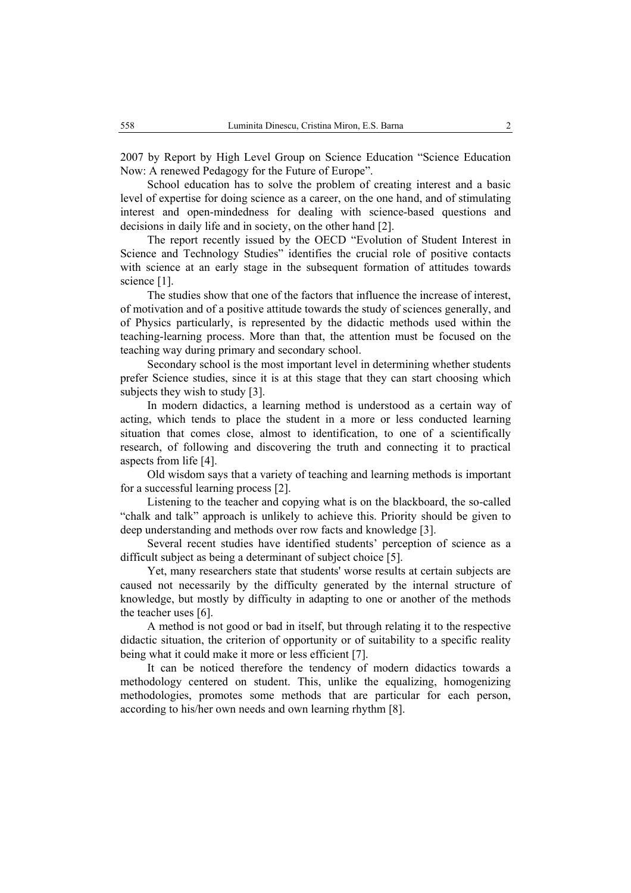2007 by Report by High Level Group on Science Education "Science Education Now: A renewed Pedagogy for the Future of Europe".

School education has to solve the problem of creating interest and a basic level of expertise for doing science as a career, on the one hand, and of stimulating interest and open-mindedness for dealing with science-based questions and decisions in daily life and in society, on the other hand [2].

The report recently issued by the OECD "Evolution of Student Interest in Science and Technology Studies" identifies the crucial role of positive contacts with science at an early stage in the subsequent formation of attitudes towards science [1].

The studies show that one of the factors that influence the increase of interest, of motivation and of a positive attitude towards the study of sciences generally, and of Physics particularly, is represented by the didactic methods used within the teaching-learning process. More than that, the attention must be focused on the teaching way during primary and secondary school.

Secondary school is the most important level in determining whether students prefer Science studies, since it is at this stage that they can start choosing which subjects they wish to study [3].

In modern didactics, a learning method is understood as a certain way of acting, which tends to place the student in a more or less conducted learning situation that comes close, almost to identification, to one of a scientifically research, of following and discovering the truth and connecting it to practical aspects from life [4].

Old wisdom says that a variety of teaching and learning methods is important for a successful learning process [2].

Listening to the teacher and copying what is on the blackboard, the so-called "chalk and talk" approach is unlikely to achieve this. Priority should be given to deep understanding and methods over row facts and knowledge [3].

Several recent studies have identified students' perception of science as a difficult subject as being a determinant of subject choice [5].

Yet, many researchers state that students' worse results at certain subjects are caused not necessarily by the difficulty generated by the internal structure of knowledge, but mostly by difficulty in adapting to one or another of the methods the teacher uses [6].

A method is not good or bad in itself, but through relating it to the respective didactic situation, the criterion of opportunity or of suitability to a specific reality being what it could make it more or less efficient [7].

It can be noticed therefore the tendency of modern didactics towards a methodology centered on student. This, unlike the equalizing, homogenizing methodologies, promotes some methods that are particular for each person, according to his/her own needs and own learning rhythm [8].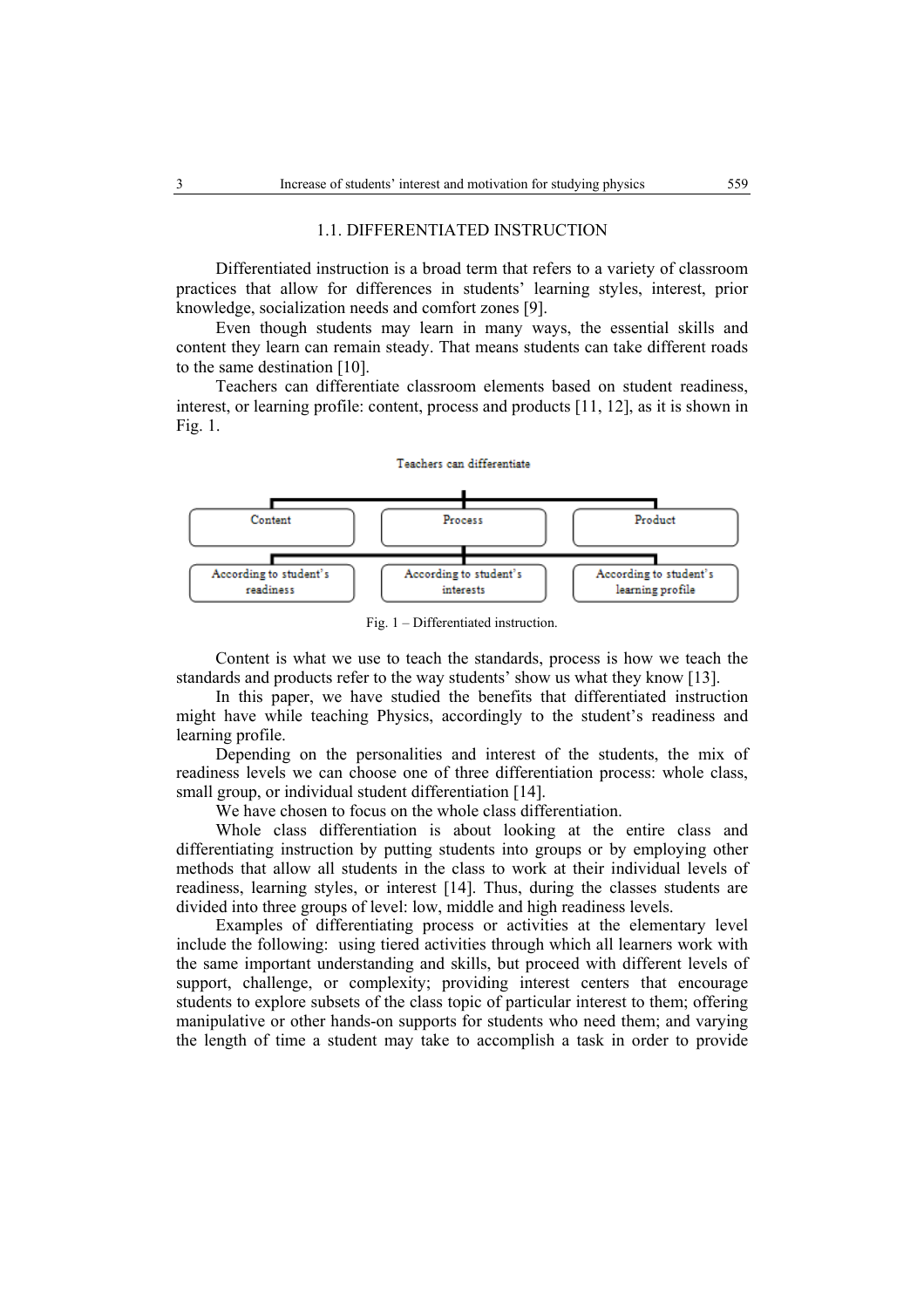## 1.1. DIFFERENTIATED INSTRUCTION

Differentiated instruction is a broad term that refers to a variety of classroom practices that allow for differences in students' learning styles, interest, prior knowledge, socialization needs and comfort zones [9].

Even though students may learn in many ways, the essential skills and content they learn can remain steady. That means students can take different roads to the same destination [10].

Teachers can differentiate classroom elements based on student readiness, interest, or learning profile: content, process and products [11, 12], as it is shown in Fig. 1.

Teachers can differentiate

| Content | Process | Product |
|---|---|---|
| According to student's readiness | According to student's interests | According to student's learning profile |

Fig. 1 – Differentiated instruction.

Content is what we use to teach the standards, process is how we teach the standards and products refer to the way students' show us what they know [13].

In this paper, we have studied the benefits that differentiated instruction might have while teaching Physics, accordingly to the student's readiness and learning profile.

Depending on the personalities and interest of the students, the mix of readiness levels we can choose one of three differentiation process: whole class, small group, or individual student differentiation [14].

We have chosen to focus on the whole class differentiation.

Whole class differentiation is about looking at the entire class and differentiating instruction by putting students into groups or by employing other methods that allow all students in the class to work at their individual levels of readiness, learning styles, or interest [14]. Thus, during the classes students are divided into three groups of level: low, middle and high readiness levels.

Examples of differentiating process or activities at the elementary level include the following: using tiered activities through which all learners work with the same important understanding and skills, but proceed with different levels of support, challenge, or complexity; providing interest centers that encourage students to explore subsets of the class topic of particular interest to them; offering manipulative or other hands-on supports for students who need them; and varying the length of time a student may take to accomplish a task in order to provide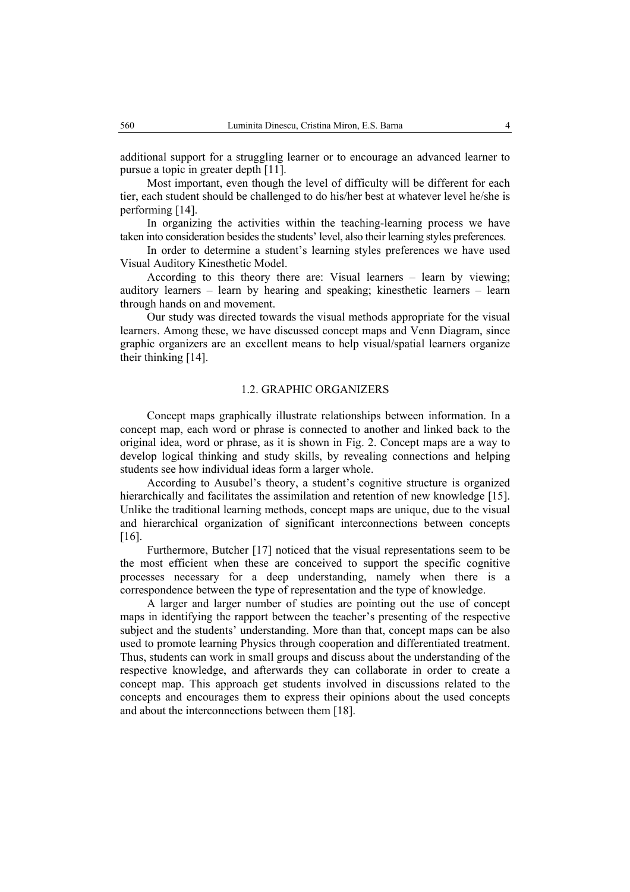additional support for a struggling learner or to encourage an advanced learner to pursue a topic in greater depth [11].

Most important, even though the level of difficulty will be different for each tier, each student should be challenged to do his/her best at whatever level he/she is performing [14].

In organizing the activities within the teaching-learning process we have taken into consideration besides the students' level, also their learning styles preferences.

In order to determine a student's learning styles preferences we have used Visual Auditory Kinesthetic Model.

According to this theory there are: Visual learners – learn by viewing; auditory learners – learn by hearing and speaking; kinesthetic learners – learn through hands on and movement.

Our study was directed towards the visual methods appropriate for the visual learners. Among these, we have discussed concept maps and Venn Diagram, since graphic organizers are an excellent means to help visual/spatial learners organize their thinking [14].

### 1.2. GRAPHIC ORGANIZERS

Concept maps graphically illustrate relationships between information. In a concept map, each word or phrase is connected to another and linked back to the original idea, word or phrase, as it is shown in Fig. 2. Concept maps are a way to develop logical thinking and study skills, by revealing connections and helping students see how individual ideas form a larger whole.

According to Ausubel's theory, a student's cognitive structure is organized hierarchically and facilitates the assimilation and retention of new knowledge [15]. Unlike the traditional learning methods, concept maps are unique, due to the visual and hierarchical organization of significant interconnections between concepts [16].

Furthermore, Butcher [17] noticed that the visual representations seem to be the most efficient when these are conceived to support the specific cognitive processes necessary for a deep understanding, namely when there is a correspondence between the type of representation and the type of knowledge.

A larger and larger number of studies are pointing out the use of concept maps in identifying the rapport between the teacher's presenting of the respective subject and the students' understanding. More than that, concept maps can be also used to promote learning Physics through cooperation and differentiated treatment. Thus, students can work in small groups and discuss about the understanding of the respective knowledge, and afterwards they can collaborate in order to create a concept map. This approach get students involved in discussions related to the concepts and encourages them to express their opinions about the used concepts and about the interconnections between them [18].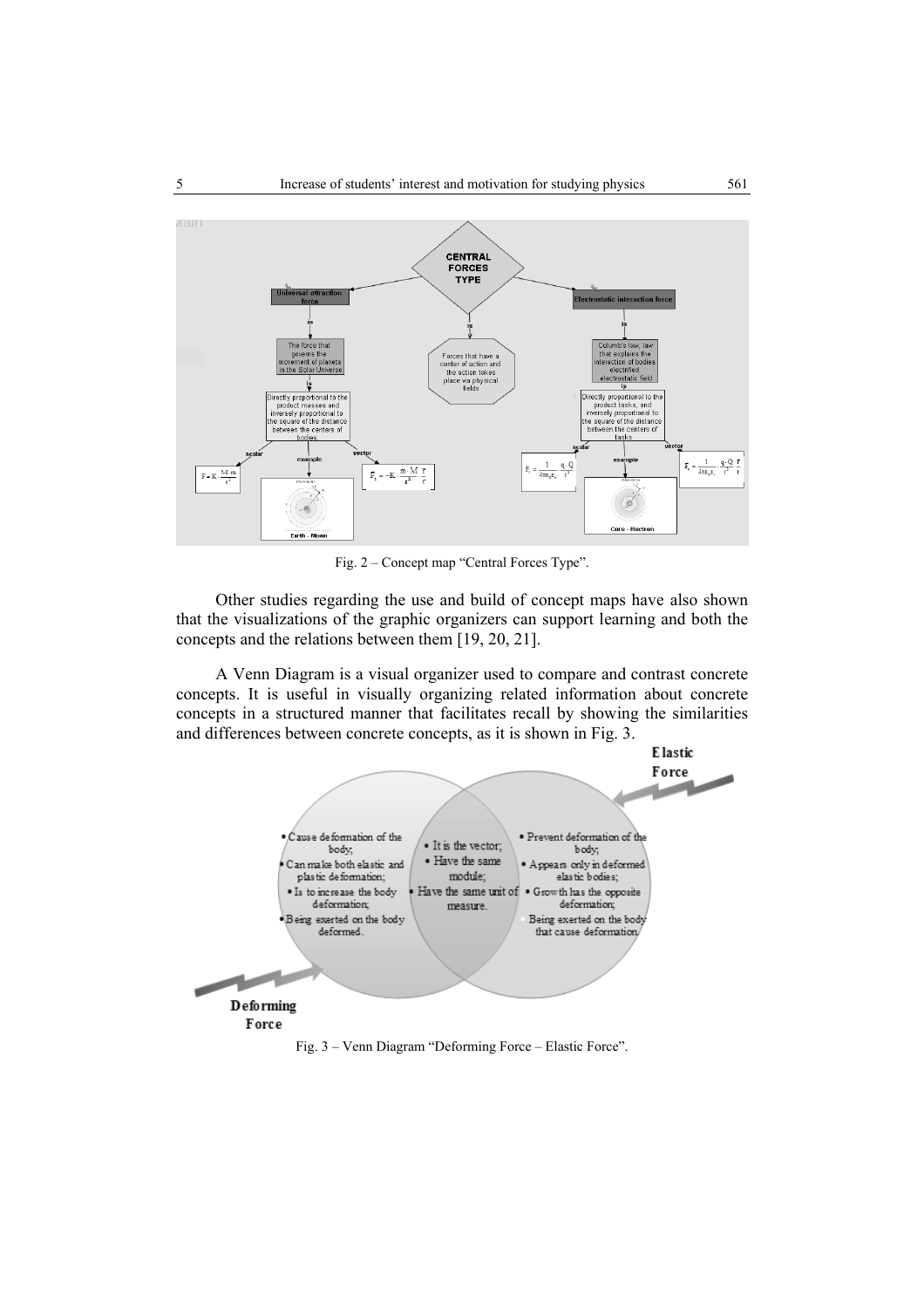Fig. 2 – Concept map "Central Forces Type".

Other studies regarding the use and build of concept maps have also shown that the visualizations of the graphic organizers can support learning and both the concepts and the relations between them [19, 20, 21].

A Venn Diagram is a visual organizer used to compare and contrast concrete concepts. It is useful in visually organizing related information about concrete concepts in a structured manner that facilitates recall by showing the similarities and differences between concrete concepts, as it is shown in Fig. 3.

Fig. 3 – Venn Diagram "Deforming Force – Elastic Force".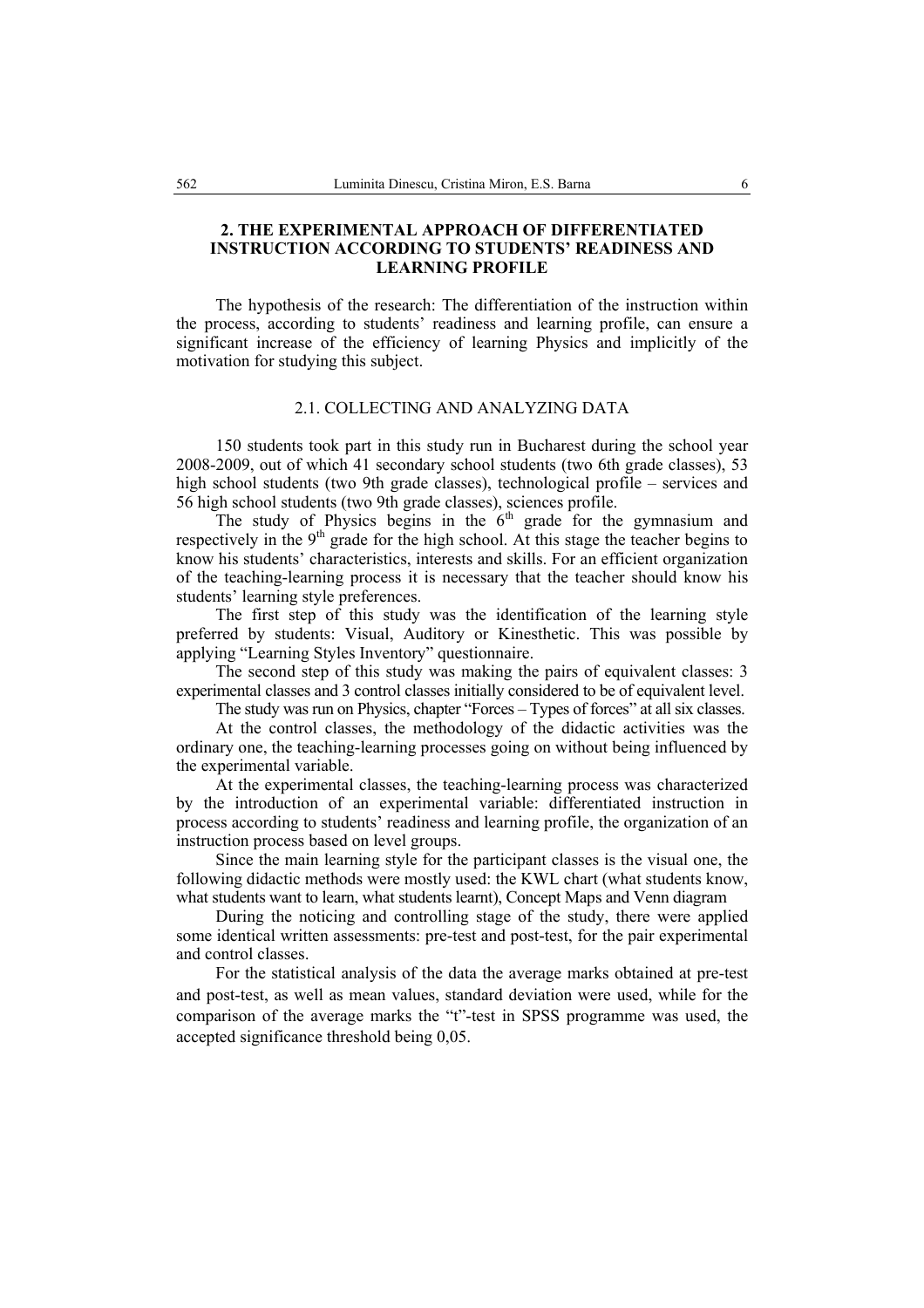## 2. THE EXPERIMENTAL APPROACH OF DIFFERENTIATED INSTRUCTION ACCORDING TO STUDENTS' READINESS AND LEARNING PROFILE

The hypothesis of the research: The differentiation of the instruction within the process, according to students' readiness and learning profile, can ensure a significant increase of the efficiency of learning Physics and implicitly of the motivation for studying this subject.

### 2.1. COLLECTING AND ANALYZING DATA

150 students took part in this study run in Bucharest during the school year 2008-2009, out of which 41 secondary school students (two 6th grade classes), 53 high school students (two 9th grade classes), technological profile – services and 56 high school students (two 9th grade classes), sciences profile.

The study of Physics begins in the 6th grade for the gymnasium and respectively in the 9th grade for the high school. At this stage the teacher begins to know his students' characteristics, interests and skills. For an efficient organization of the teaching-learning process it is necessary that the teacher should know his students' learning style preferences.

The first step of this study was the identification of the learning style preferred by students: Visual, Auditory or Kinesthetic. This was possible by applying "Learning Styles Inventory" questionnaire.

The second step of this study was making the pairs of equivalent classes: 3 experimental classes and 3 control classes initially considered to be of equivalent level.

The study was run on Physics, chapter "Forces – Types of forces" at all six classes.

At the control classes, the methodology of the didactic activities was the ordinary one, the teaching-learning processes going on without being influenced by the experimental variable.

At the experimental classes, the teaching-learning process was characterized by the introduction of an experimental variable: differentiated instruction in process according to students' readiness and learning profile, the organization of an instruction process based on level groups.

Since the main learning style for the participant classes is the visual one, the following didactic methods were mostly used: the KWL chart (what students know, what students want to learn, what students learnt), Concept Maps and Venn diagram

During the noticing and controlling stage of the study, there were applied some identical written assessments: pre-test and post-test, for the pair experimental and control classes.

For the statistical analysis of the data the average marks obtained at pre-test and post-test, as well as mean values, standard deviation were used, while for the comparison of the average marks the "t"-test in SPSS programme was used, the accepted significance threshold being 0,05.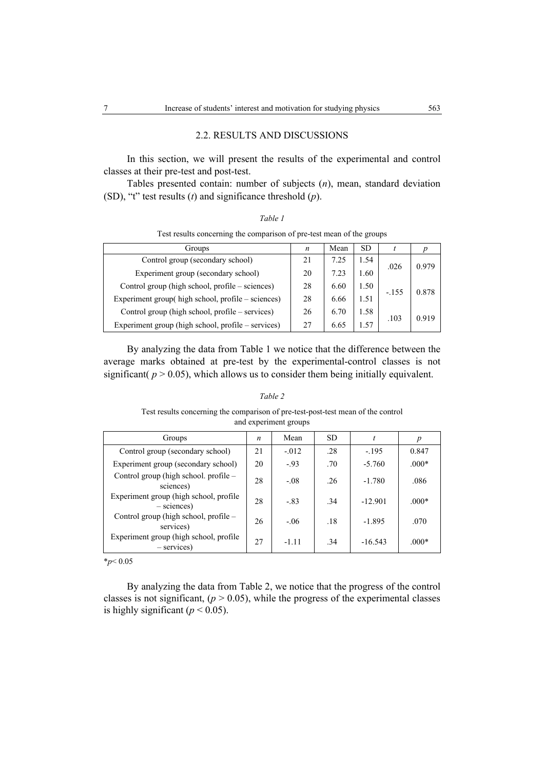## 2.2. RESULTS AND DISCUSSIONS

In this section, we will present the results of the experimental and control classes at their pre-test and post-test.

Tables presented contain: number of subjects ($n$), mean, standard deviation (SD), "t" test results ($t$) and significance threshold ($p$).

*Table 1*

Test results concerning the comparison of pre-test mean of the groups

| Groups | $n$ | Mean | SD | $t$ | $p$ |
|---|---|---|---|---|---|
| Control group (secondary school) | 21 | 7.25 | 1.54 | .026 | 0.979 |
| Experiment group (secondary school) | 20 | 7.23 | 1.60 | | |
| Control group (high school, profile – sciences) | 28 | 6.60 | 1.50 | -.155 | 0.878 |
| Experiment group( high school, profile – sciences) | 28 | 6.66 | 1.51 | | |
| Control group (high school, profile – services) | 26 | 6.70 | 1.58 | .103 | 0.919 |
| Experiment group (high school, profile – services) | 27 | 6.65 | 1.57 | | |

By analyzing the data from Table 1 we notice that the difference between the average marks obtained at pre-test by the experimental-control classes is not significant( $p > 0.05$), which allows us to consider them being initially equivalent.

*Table 2*

Test results concerning the comparison of pre-test-post-test mean of the control and experiment groups

| Groups | $n$ | Mean | SD | $t$ | $p$ |
|---|---|---|---|---|---|
| Control group (secondary school) | 21 | -.012 | .28 | -.195 | 0.847 |
| Experiment group (secondary school) | 20 | -.93 | .70 | -5.760 | .000* |
| Control group (high school. profile – sciences) | 28 | -.08 | .26 | -1.780 | .086 |
| Experiment group (high school, profile – sciences) | 28 | -.83 | .34 | -12.901 | .000* |
| Control group (high school, profile – services) | 26 | -.06 | .18 | -1.895 | .070 |
| Experiment group (high school, profile – services) | 27 | -1.11 | .34 | -16.543 | .000* |

*$p< 0.05$

By analyzing the data from Table 2, we notice that the progress of the control classes is not significant, ($p > 0.05$), while the progress of the experimental classes is highly significant ($p < 0.05$).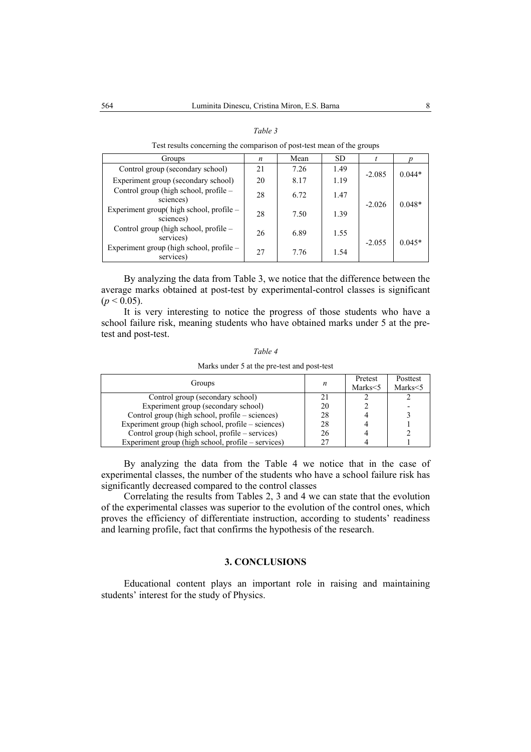*Table 3*

Test results concerning the comparison of post-test mean of the groups

| Groups | $n$ | Mean | SD | $t$ | $p$ |
|---|---|---|---|---|---|
| Control group (secondary school) | 21 | 7.26 | 1.49 | -2.085 | 0.044* |
| Experiment group (secondary school) | 20 | 8.17 | 1.19 | | |
| Control group (high school, profile – sciences) | 28 | 6.72 | 1.47 | -2.026 | 0.048* |
| Experiment group( high school, profile – sciences) | 28 | 7.50 | 1.39 | | |
| Control group (high school, profile – services) | 26 | 6.89 | 1.55 | -2.055 | 0.045* |
| Experiment group (high school, profile – services) | 27 | 7.76 | 1.54 | | |

By analyzing the data from Table 3, we notice that the difference between the average marks obtained at post-test by experimental-control classes is significant ($p < 0.05$).

It is very interesting to notice the progress of those students who have a school failure risk, meaning students who have obtained marks under 5 at the pre-test and post-test.

*Table 4*

Marks under 5 at the pre-test and post-test

| Groups | $n$ | Pretest Marks<5 | Posttest Marks<5 |
|---|---|---|---|
| Control group (secondary school) | 21 | 2 | 2 |
| Experiment group (secondary school) | 20 | 2 | - |
| Control group (high school, profile – sciences) | 28 | 4 | 3 |
| Experiment group (high school, profile – sciences) | 28 | 4 | 1 |
| Control group (high school, profile – services) | 26 | 4 | 2 |
| Experiment group (high school, profile – services) | 27 | 4 | 1 |

By analyzing the data from the Table 4 we notice that in the case of experimental classes, the number of the students who have a school failure risk has significantly decreased compared to the control classes

Correlating the results from Tables 2, 3 and 4 we can state that the evolution of the experimental classes was superior to the evolution of the control ones, which proves the efficiency of differentiate instruction, according to students' readiness and learning profile, fact that confirms the hypothesis of the research.

## 3. CONCLUSIONS

Educational content plays an important role in raising and maintaining students' interest for the study of Physics.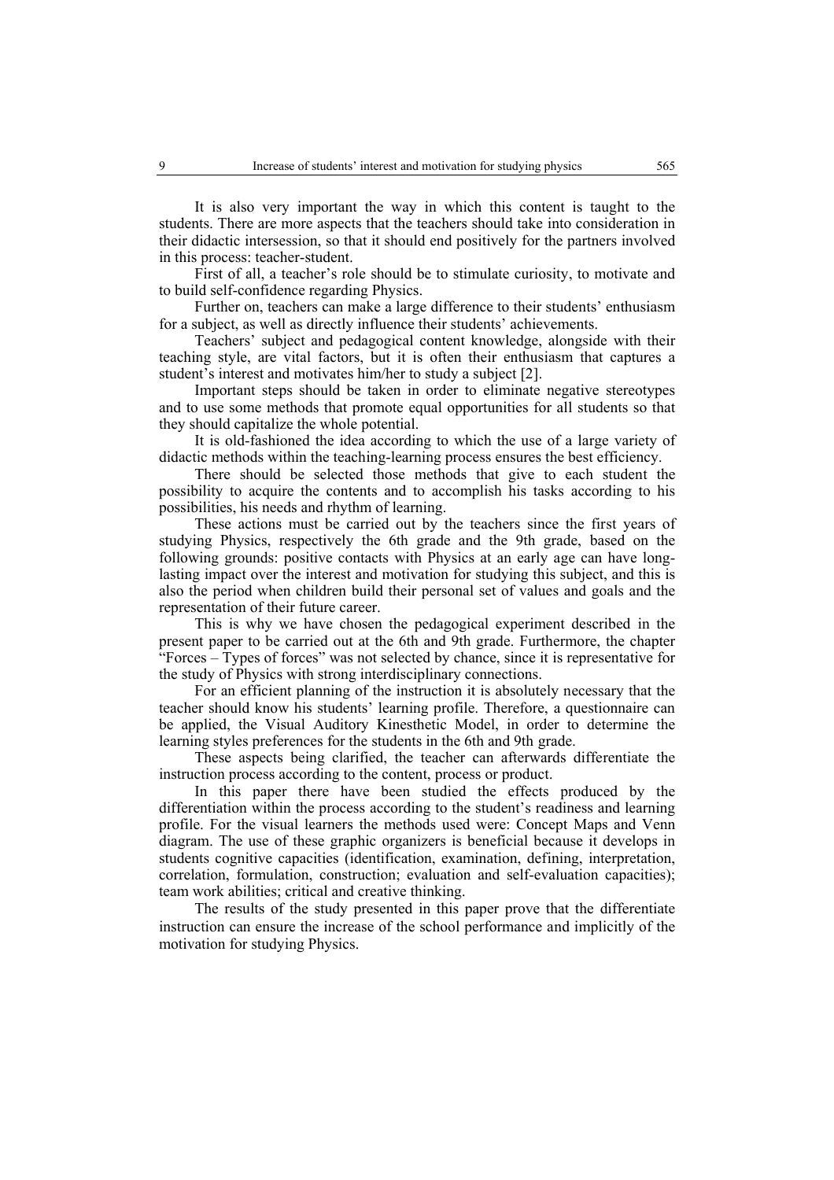It is also very important the way in which this content is taught to the students. There are more aspects that the teachers should take into consideration in their didactic intersession, so that it should end positively for the partners involved in this process: teacher-student.

First of all, a teacher's role should be to stimulate curiosity, to motivate and to build self-confidence regarding Physics.

Further on, teachers can make a large difference to their students' enthusiasm for a subject, as well as directly influence their students' achievements.

Teachers' subject and pedagogical content knowledge, alongside with their teaching style, are vital factors, but it is often their enthusiasm that captures a student's interest and motivates him/her to study a subject [2].

Important steps should be taken in order to eliminate negative stereotypes and to use some methods that promote equal opportunities for all students so that they should capitalize the whole potential.

It is old-fashioned the idea according to which the use of a large variety of didactic methods within the teaching-learning process ensures the best efficiency.

There should be selected those methods that give to each student the possibility to acquire the contents and to accomplish his tasks according to his possibilities, his needs and rhythm of learning.

These actions must be carried out by the teachers since the first years of studying Physics, respectively the 6th grade and the 9th grade, based on the following grounds: positive contacts with Physics at an early age can have long-lasting impact over the interest and motivation for studying this subject, and this is also the period when children build their personal set of values and goals and the representation of their future career.

This is why we have chosen the pedagogical experiment described in the present paper to be carried out at the 6th and 9th grade. Furthermore, the chapter "Forces – Types of forces" was not selected by chance, since it is representative for the study of Physics with strong interdisciplinary connections.

For an efficient planning of the instruction it is absolutely necessary that the teacher should know his students' learning profile. Therefore, a questionnaire can be applied, the Visual Auditory Kinesthetic Model, in order to determine the learning styles preferences for the students in the 6th and 9th grade.

These aspects being clarified, the teacher can afterwards differentiate the instruction process according to the content, process or product.

In this paper there have been studied the effects produced by the differentiation within the process according to the student's readiness and learning profile. For the visual learners the methods used were: Concept Maps and Venn diagram. The use of these graphic organizers is beneficial because it develops in students cognitive capacities (identification, examination, defining, interpretation, correlation, formulation, construction; evaluation and self-evaluation capacities); team work abilities; critical and creative thinking.

The results of the study presented in this paper prove that the differentiate instruction can ensure the increase of the school performance and implicitly of the motivation for studying Physics.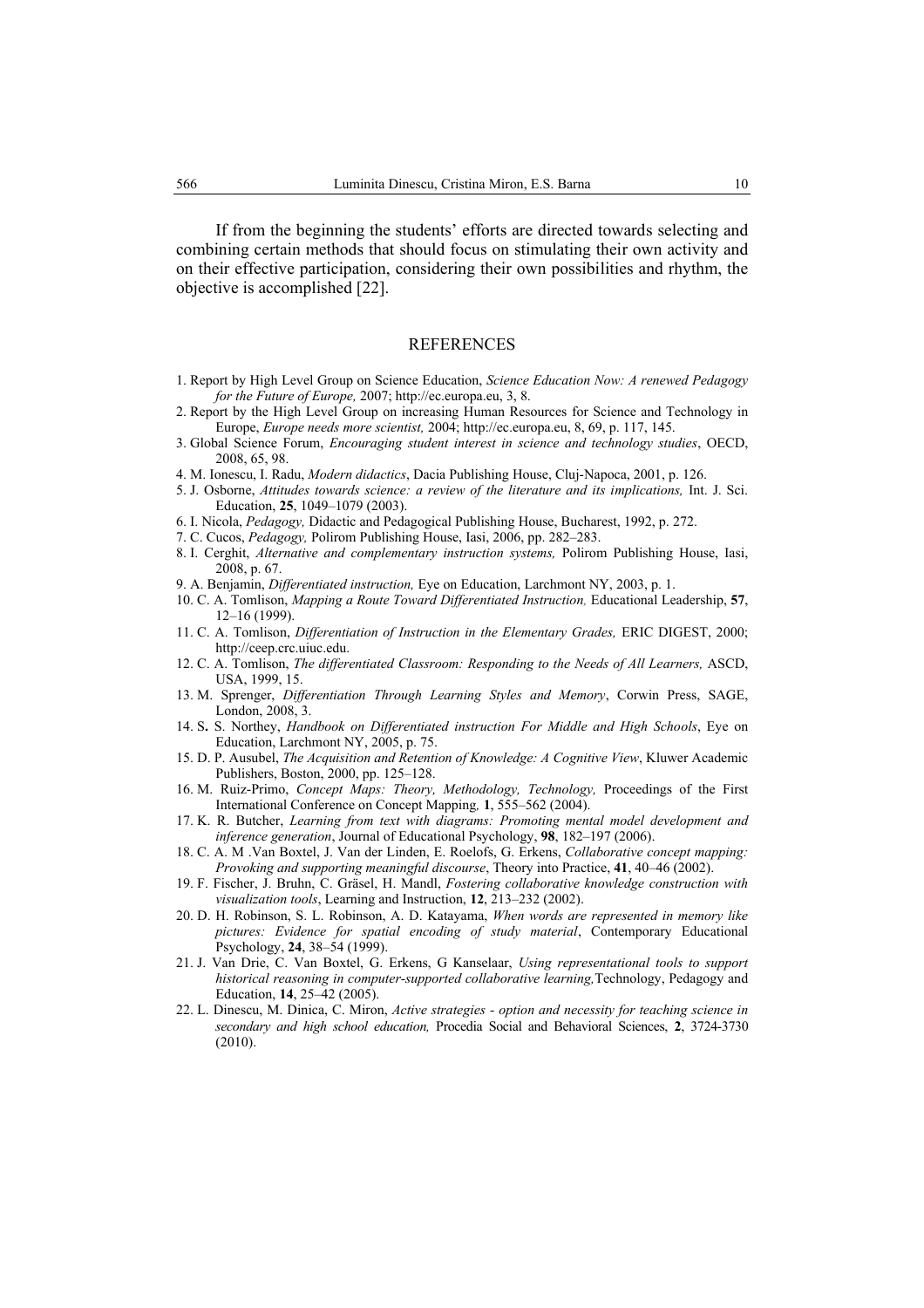If from the beginning the students' efforts are directed towards selecting and combining certain methods that should focus on stimulating their own activity and on their effective participation, considering their own possibilities and rhythm, the objective is accomplished [22].

## REFERENCES

1. Report by High Level Group on Science Education, *Science Education Now: A renewed Pedagogy for the Future of Europe,* 2007; http://ec.europa.eu, 3, 8.
2. Report by the High Level Group on increasing Human Resources for Science and Technology in Europe, *Europe needs more scientist,* 2004; http://ec.europa.eu, 8, 69, p. 117, 145.
3. Global Science Forum, *Encouraging student interest in science and technology studies*, OECD, 2008, 65, 98.
4. M. Ionescu, I. Radu, *Modern didactics*, Dacia Publishing House, Cluj-Napoca, 2001, p. 126.
5. J. Osborne, *Attitudes towards science: a review of the literature and its implications,* Int. J. Sci. Education, **25**, 1049–1079 (2003).
6. I. Nicola, *Pedagogy,* Didactic and Pedagogical Publishing House, Bucharest, 1992, p. 272.
7. C. Cucos, *Pedagogy,* Polirom Publishing House, Iasi, 2006, pp. 282–283.
8. I. Cerghit, *Alternative and complementary instruction systems,* Polirom Publishing House, Iasi, 2008, p. 67.
9. A. Benjamin, *Differentiated instruction,* Eye on Education, Larchmont NY, 2003, p. 1.
10. C. A. Tomlison, *Mapping a Route Toward Differentiated Instruction,* Educational Leadership, **57**, 12–16 (1999).
11. C. A. Tomlison, *Differentiation of Instruction in the Elementary Grades,* ERIC DIGEST, 2000; http://ceep.crc.uiuc.edu.
12. C. A. Tomlison, *The differentiated Classroom: Responding to the Needs of All Learners,* ASCD, USA, 1999, 15.
13. M. Sprenger, *Differentiation Through Learning Styles and Memory*, Corwin Press, SAGE, London, 2008, 3.
14. S**.** S. Northey, *Handbook on Differentiated instruction For Middle and High Schools*, Eye on Education, Larchmont NY, 2005, p. 75.
15. D. P. Ausubel, *The Acquisition and Retention of Knowledge: A Cognitive View*, Kluwer Academic Publishers, Boston, 2000, pp. 125–128.
16. M. Ruiz-Primo, *Concept Maps: Theory, Methodology, Technology,* Proceedings of the First International Conference on Concept Mapping*,* **1**, 555–562 (2004).
17. K. R. Butcher, *Learning from text with diagrams: Promoting mental model development and inference generation*, Journal of Educational Psychology, **98**, 182–197 (2006).
18. C. A. M .Van Boxtel, J. Van der Linden, E. Roelofs, G. Erkens, *Collaborative concept mapping: Provoking and supporting meaningful discourse*, Theory into Practice, **41**, 40–46 (2002).
19. F. Fischer, J. Bruhn, C. Gräsel, H. Mandl, *Fostering collaborative knowledge construction with visualization tools*, Learning and Instruction, **12**, 213–232 (2002).
20. D. H. Robinson, S. L. Robinson, A. D. Katayama, *When words are represented in memory like pictures: Evidence for spatial encoding of study material*, Contemporary Educational Psychology, **24**, 38–54 (1999).
21. J. Van Drie, C. Van Boxtel, G. Erkens, G Kanselaar, *Using representational tools to support historical reasoning in computer-supported collaborative learning,*Technology, Pedagogy and Education, **14**, 25–42 (2005).
22. L. Dinescu, M. Dinica, C. Miron, *Active strategies - option and necessity for teaching science in secondary and high school education,* Procedia Social and Behavioral Sciences, **2**, 3724-3730 (2010).